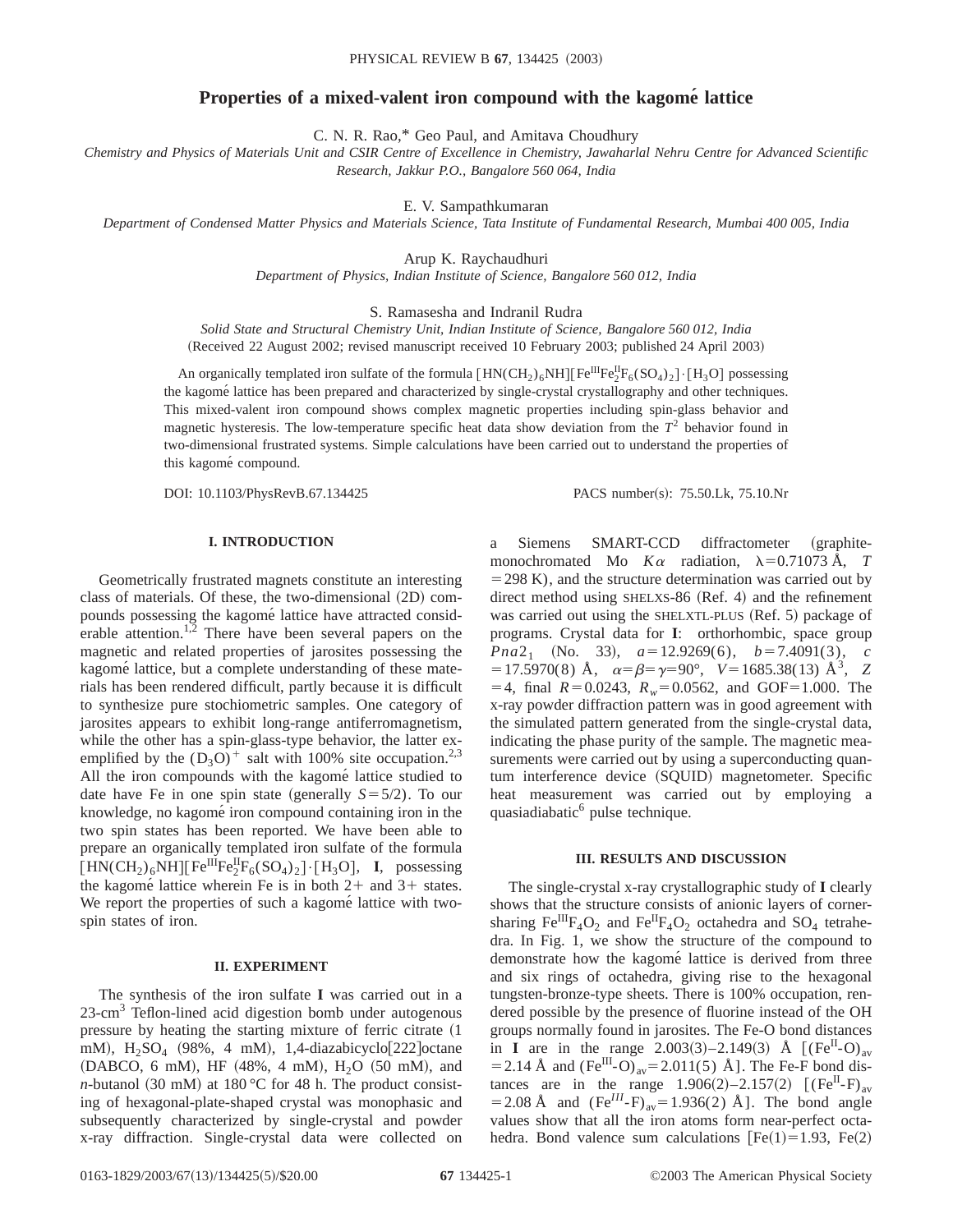# Properties of a mixed-valent iron compound with the kagomé lattice

C. N. R. Rao,* Geo Paul, and Amitava Choudhury

*Chemistry and Physics of Materials Unit and CSIR Centre of Excellence in Chemistry, Jawaharlal Nehru Centre for Advanced Scientific Research, Jakkur P.O., Bangalore 560 064, India*

E. V. Sampathkumaran

*Department of Condensed Matter Physics and Materials Science, Tata Institute of Fundamental Research, Mumbai 400 005, India*

Arup K. Raychaudhuri

*Department of Physics, Indian Institute of Science, Bangalore 560 012, India*

S. Ramasesha and Indranil Rudra

*Solid State and Structural Chemistry Unit, Indian Institute of Science, Bangalore 560 012, India*

(Received 22 August 2002; revised manuscript received 10 February 2003; published 24 April 2003)

An organically templated iron sulfate of the formula $[HN(CH_2)_6NH][Fe^{III}Fe^{II}_2F_6(SO_4)_2]\cdot[H_3O]$ possessing the kagomé lattice has been prepared and characterized by single-crystal crystallography and other techniques. This mixed-valent iron compound shows complex magnetic properties including spin-glass behavior and magnetic hysteresis. The low-temperature specific heat data show deviation from the $T^2$ behavior found in two-dimensional frustrated systems. Simple calculations have been carried out to understand the properties of this kagomé compound.

DOI: 10.1103/PhysRevB.67.134425 PACS number(s): 75.50.Lk, 75.10.Nr

## I. INTRODUCTION

Geometrically frustrated magnets constitute an interesting class of materials. Of these, the two-dimensional (2D) compounds possessing the kagomé lattice have attracted considerable attention.[1,2] There have been several papers on the magnetic and related properties of jarosites possessing the kagomé lattice, but a complete understanding of these materials has been rendered difficult, partly because it is difficult to synthesize pure stochiometric samples. One category of jarosites appears to exhibit long-range antiferromagnetism, while the other has a spin-glass-type behavior, the latter exemplified by the $(D_3O)^+$ salt with 100% site occupation.[2,3] All the iron compounds with the kagomé lattice studied to date have Fe in one spin state (generally $S=5/2$). To our knowledge, no kagomé iron compound containing iron in the two spin states has been reported. We have been able to prepare an organically templated iron sulfate of the formula $[HN(CH_2)_6NH][Fe^{III}Fe^{II}_2F_6(SO_4)_2]\cdot[H_3O]$, **I**, possessing the kagomé lattice wherein Fe is in both 2+ and 3+ states. We report the properties of such a kagomé lattice with two-spin states of iron.

## II. EXPERIMENT

The synthesis of the iron sulfate **I** was carried out in a 23-$cm^3$ Teflon-lined acid digestion bomb under autogenous pressure by heating the starting mixture of ferric citrate (1 mM), $H_2SO_4$ (98%, 4 mM), 1,4-diazabicyclo[222]octane (DABCO, 6 mM), HF (48%, 4 mM), $H_2O$ (50 mM), and *n*-butanol (30 mM) at 180 °C for 48 h. The product consisting of hexagonal-plate-shaped crystal was monophasic and subsequently characterized by single-crystal and powder x-ray diffraction. Single-crystal data were collected on a Siemens SMART-CCD diffractometer (graphite-monochromated Mo $K\alpha$ radiation, $\lambda=0.71073$ Å, $T=298$ K), and the structure determination was carried out by direct method using SHELXS-86 (Ref. 4) and the refinement was carried out using the SHELXTL-PLUS (Ref. 5) package of programs. Crystal data for **I**: orthorhombic, space group $Pna2_1$ (No. 33), $a=12.9269(6)$ Å, $b=7.4091(3)$, $c=17.5970(8)$ Å, $\alpha=\beta=\gamma=90°$, $V=1685.38(13)$ Å$^3$, $Z=4$, final $R=0.0243$, $R_w=0.0562$, and GOF=1.000. The x-ray powder diffraction pattern was in good agreement with the simulated pattern generated from the single-crystal data, indicating the phase purity of the sample. The magnetic measurements were carried out by using a superconducting quantum interference device (SQUID) magnetometer. Specific heat measurement was carried out by employing a quasiadiabatic[6] pulse technique.

## III. RESULTS AND DISCUSSION

The single-crystal x-ray crystallographic study of **I** clearly shows that the structure consists of anionic layers of corner-sharing $Fe^{III}F_4O_2$ and $Fe^{II}F_4O_2$ octahedra and $SO_4$ tetrahedra. In Fig. 1, we show the structure of the compound to demonstrate how the kagomé lattice is derived from three and six rings of octahedra, giving rise to the hexagonal tungsten-bronze-type sheets. There is 100% occupation, rendered possible by the presence of fluorine instead of the OH groups normally found in jarosites. The Fe-O bond distances in **I** are in the range 2.003(3)–2.149(3) Å [$(Fe^{II}\text{-}O)_{av}=2.14$ Å and $(Fe^{III}\text{-}O)_{av}=2.011(5)$ Å]. The Fe-F bond distances are in the range 1.906(2)–2.157(2) [$(Fe^{II}\text{-}F)_{av}=2.08$ Å and $(Fe^{III}\text{-}F)_{av}=1.936(2)$ Å]. The bond angle values show that all the iron atoms form near-perfect octahedra. Bond valence sum calculations [Fe(1)=1.93, Fe(2)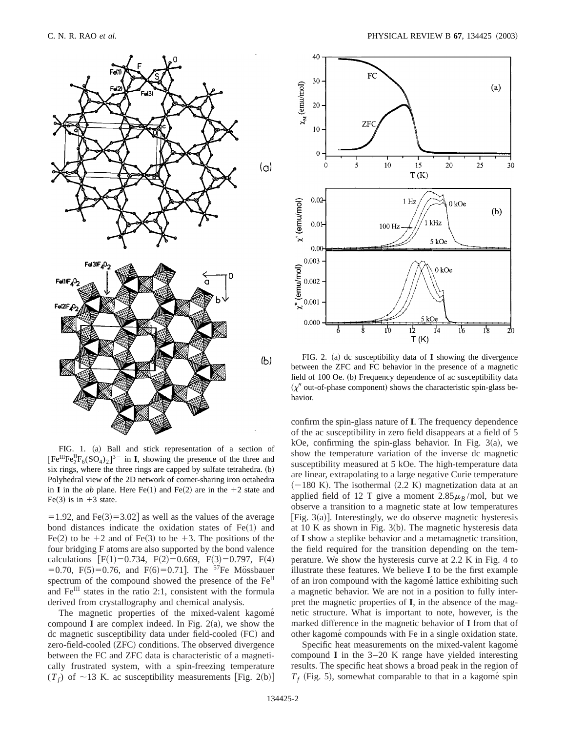FIG. 1. (a) Ball and stick representation of a section of $[Fe^{III}Fe_2^{II}F_6(SO_4)_2]^{3-}$ in **I**, showing the presence of the three and six rings, where the three rings are capped by sulfate tetrahedra. (b) Polyhedral view of the 2D network of corner-sharing iron octahedra in **I** in the *ab* plane. Here Fe(1) and Fe(2) are in the +2 state and Fe(3) is in +3 state.

=1.92, and Fe(3)=3.02] as well as the values of the average bond distances indicate the oxidation states of Fe(1) and Fe(2) to be +2 and of Fe(3) to be +3. The positions of the four bridging F atoms are also supported by the bond valence calculations [F(1)=0.734, F(2)=0.669, F(3)=0.797, F(4) =0.70, F(5)=0.76, and F(6)=0.71]. The $^{57}$Fe Mössbauer spectrum of the compound showed the presence of the $Fe^{II}$ and $Fe^{III}$ states in the ratio 2:1, consistent with the formula derived from crystallography and chemical analysis.

The magnetic properties of the mixed-valent kagomé compound **I** are complex indeed. In Fig. 2(a), we show the dc magnetic susceptibility data under field-cooled (FC) and zero-field-cooled (ZFC) conditions. The observed divergence between the FC and ZFC data is characteristic of a magnetically frustrated system, with a spin-freezing temperature ($T_f$) of ~13 K. ac susceptibility measurements [Fig. 2(b)] confirm the spin-glass nature of **I**. The frequency dependence of the ac susceptibility in zero field disappears at a field of 5 kOe, confirming the spin-glass behavior. In Fig. 3(a), we show the temperature variation of the inverse dc magnetic susceptibility measured at 5 kOe. The high-temperature data are linear, extrapolating to a large negative Curie temperature (−180 K). The isothermal (2.2 K) magnetization data at an applied field of 12 T give a moment $2.85\mu_B$/mol, but we observe a transition to a magnetic state at low temperatures [Fig. 3(a)]. Interestingly, we do observe magnetic hysteresis at 10 K as shown in Fig. 3(b). The magnetic hysteresis data of **I** show a steplike behavior and a metamagnetic transition, the field required for the transition depending on the temperature. We show the hysteresis curve at 2.2 K in Fig. 4 to illustrate these features. We believe **I** to be the first example of an iron compound with the kagomé lattice exhibiting such a magnetic behavior. We are not in a position to fully interpret the magnetic properties of **I**, in the absence of the magnetic structure. What is important to note, however, is the marked difference in the magnetic behavior of **I** from that of other kagomé compounds with Fe in a single oxidation state.

FIG. 2. (a) dc susceptibility data of **I** showing the divergence between the ZFC and FC behavior in the presence of a magnetic field of 100 Oe. (b) Frequency dependence of ac susceptibility data ($\chi''$ out-of-phase component) shows the characteristic spin-glass behavior.

Specific heat measurements on the mixed-valent kagomé compound **I** in the 3–20 K range have yielded interesting results. The specific heat shows a broad peak in the region of $T_f$ (Fig. 5), somewhat comparable to that in a kagomé spin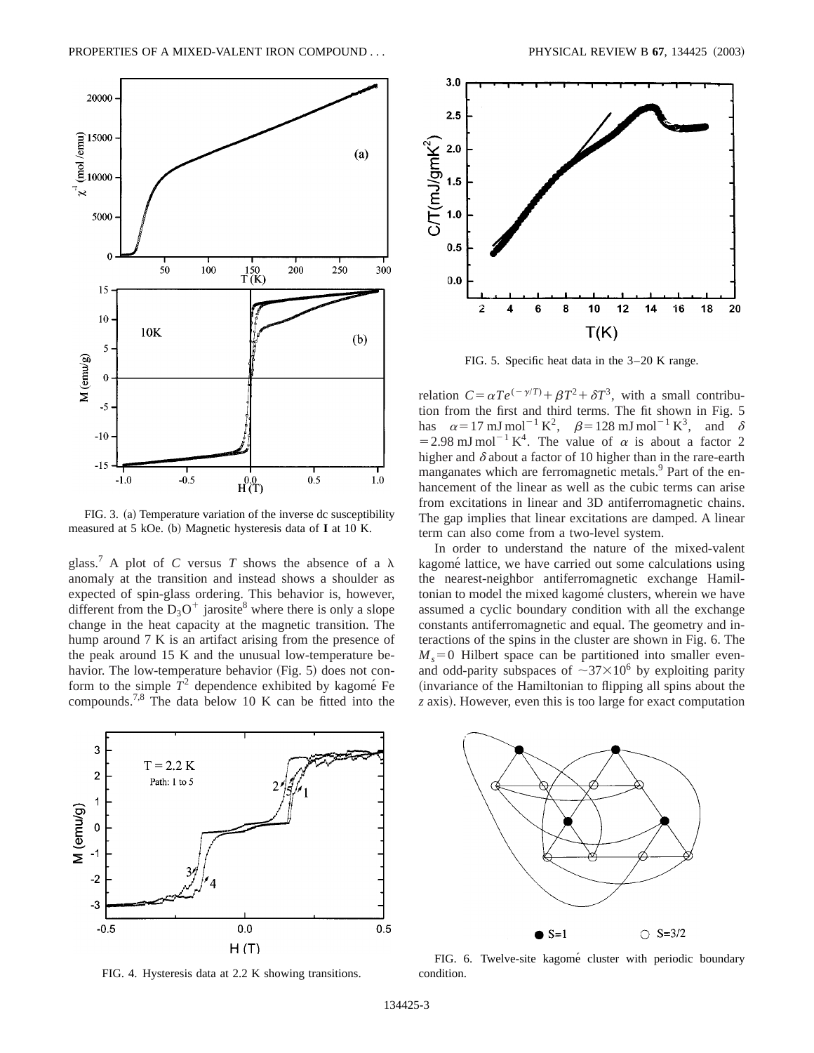FIG. 3. (a) Temperature variation of the inverse dc susceptibility measured at 5 kOe. (b) Magnetic hysteresis data of **I** at 10 K.

glass.[7] A plot of $C$ versus $T$ shows the absence of a $\lambda$ anomaly at the transition and instead shows a shoulder as expected of spin-glass ordering. This behavior is, however, different from the $D_3O^+$ jarosite[8] where there is only a slope change in the heat capacity at the magnetic transition. The hump around 7 K is an artifact arising from the presence of the peak around 15 K and the unusual low-temperature behavior. The low-temperature behavior (Fig. 5) does not conform to the simple $T^2$ dependence exhibited by kagomé Fe compounds.[7,8] The data below 10 K can be fitted into the relation $C=\alpha T e^{(-\gamma/T)}+\beta T^2+\delta T^3$, with a small contribution from the first and third terms. The fit shown in Fig. 5 has $\alpha=17\ \mathrm{mJ\,mol^{-1}\,K^2}$, $\beta=128\ \mathrm{mJ\,mol^{-1}\,K^3}$, and $\delta=2.98\ \mathrm{mJ\,mol^{-1}\,K^4}$. The value of $\alpha$ is about a factor 2 higher and $\delta$ about a factor of 10 higher than in the rare-earth manganates which are ferromagnetic metals.[9] Part of the enhancement of the linear as well as the cubic terms can arise from excitations in linear and 3D antiferromagnetic chains. The gap implies that linear excitations are damped. A linear term can also come from a two-level system.

FIG. 4. Hysteresis data at 2.2 K showing transitions.

FIG. 5. Specific heat data in the 3–20 K range.

In order to understand the nature of the mixed-valent kagomé lattice, we have carried out some calculations using the nearest-neighbor antiferromagnetic exchange Hamiltonian to model the mixed kagomé clusters, wherein we have assumed a cyclic boundary condition with all the exchange constants antiferromagnetic and equal. The geometry and interactions of the spins in the cluster are shown in Fig. 6. The $M_s=0$ Hilbert space can be partitioned into smaller even- and odd-parity subspaces of $\sim 37\times 10^6$ by exploiting parity (invariance of the Hamiltonian to flipping all spins about the $z$ axis). However, even this is too large for exact computation

FIG. 6. Twelve-site kagomé cluster with periodic boundary condition.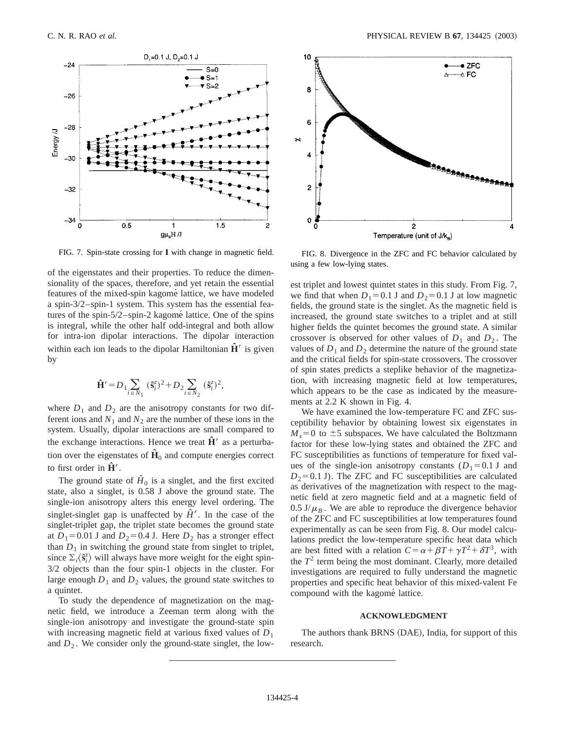FIG. 7. Spin-state crossing for **I** with change in magnetic field.

FIG. 8. Divergence in the ZFC and FC behavior calculated by using a few low-lying states.

of the eigenstates and their properties. To reduce the dimensionality of the spaces, therefore, and yet retain the essential features of the mixed-spin kagomé lattice, we have modeled a spin-3/2–spin-1 system. This system has the essential features of the spin-5/2–spin-2 kagomé lattice. One of the spins is integral, while the other half odd-integral and both allow for intra-ion dipolar interactions. The dipolar interaction within each ion leads to the dipolar Hamiltonian $\hat{\mathbf{H}}'$ is given by

$$\hat{\mathbf{H}}' = D_1 \sum_{i \in N_1} (\hat{\mathbf{s}}_i^z)^2 + D_2 \sum_{i \in N_2} (\hat{\mathbf{s}}_i^z)^2,$$

where $D_1$ and $D_2$ are the anisotropy constants for two different ions and $N_1$ and $N_2$ are the number of these ions in the system. Usually, dipolar interactions are small compared to the exchange interactions. Hence we treat $\hat{\mathbf{H}}'$ as a perturbation over the eigenstates of $\hat{\mathbf{H}}_0$ and compute energies correct to first order in $\hat{\mathbf{H}}'$.

The ground state of $\hat{H}_0$ is a singlet, and the first excited state, also a singlet, is 0.58 J above the ground state. The single-ion anisotropy alters this energy level ordering. The singlet-singlet gap is unaffected by $\hat{H}'$. In the case of the singlet-triplet gap, the triplet state becomes the ground state at $D_1 = 0.01$ J and $D_2 = 0.4$ J. Here $D_2$ has a stronger effect than $D_1$ in switching the ground state from singlet to triplet, since $\Sigma_i \langle \hat{\mathbf{s}}_i^z \rangle$ will always have more weight for the eight spin-3/2 objects than the four spin-1 objects in the cluster. For large enough $D_1$ and $D_2$ values, the ground state switches to a quintet.

To study the dependence of magnetization on the magnetic field, we introduce a Zeeman term along with the single-ion anisotropy and investigate the ground-state spin with increasing magnetic field at various fixed values of $D_1$ and $D_2$. We consider only the ground-state singlet, the lowest triplet and lowest quintet states in this study. From Fig. 7, we find that when $D_1 = 0.1$ J and $D_2 = 0.1$ J at low magnetic fields, the ground state is the singlet. As the magnetic field is increased, the ground state switches to a triplet and at still higher fields the quintet becomes the ground state. A similar crossover is observed for other values of $D_1$ and $D_2$. The values of $D_1$ and $D_2$ determine the nature of the ground state and the critical fields for spin-state crossovers. The crossover of spin states predicts a steplike behavior of the magnetization, with increasing magnetic field at low temperatures, which appears to be the case as indicated by the measurements at 2.2 K shown in Fig. 4.

We have examined the low-temperature FC and ZFC susceptibility behavior by obtaining lowest six eigenstates in $M_s = 0$ to $\pm 5$ subspaces. We have calculated the Boltzmann factor for these low-lying states and obtained the ZFC and FC susceptibilities as functions of temperature for fixed values of the single-ion anisotropy constants ($D_1 = 0.1$ J and $D_2 = 0.1$ J). The ZFC and FC susceptibilities are calculated as derivatives of the magnetization with respect to the magnetic field at zero magnetic field and at a magnetic field of $0.5\ \text{J}/\mu_B$. We are able to reproduce the divergence behavior of the ZFC and FC susceptibilities at low temperatures found experimentally as can be seen from Fig. 8. Our model calculations predict the low-temperature specific heat data which are best fitted with a relation $C = \alpha + \beta T + \gamma T^2 + \delta T^3$, with the $T^2$ term being the most dominant. Clearly, more detailed investigations are required to fully understand the magnetic properties and specific heat behavior of this mixed-valent Fe compound with the kagomé lattice.

## ACKNOWLEDGMENT

The authors thank BRNS (DAE), India, for support of this research.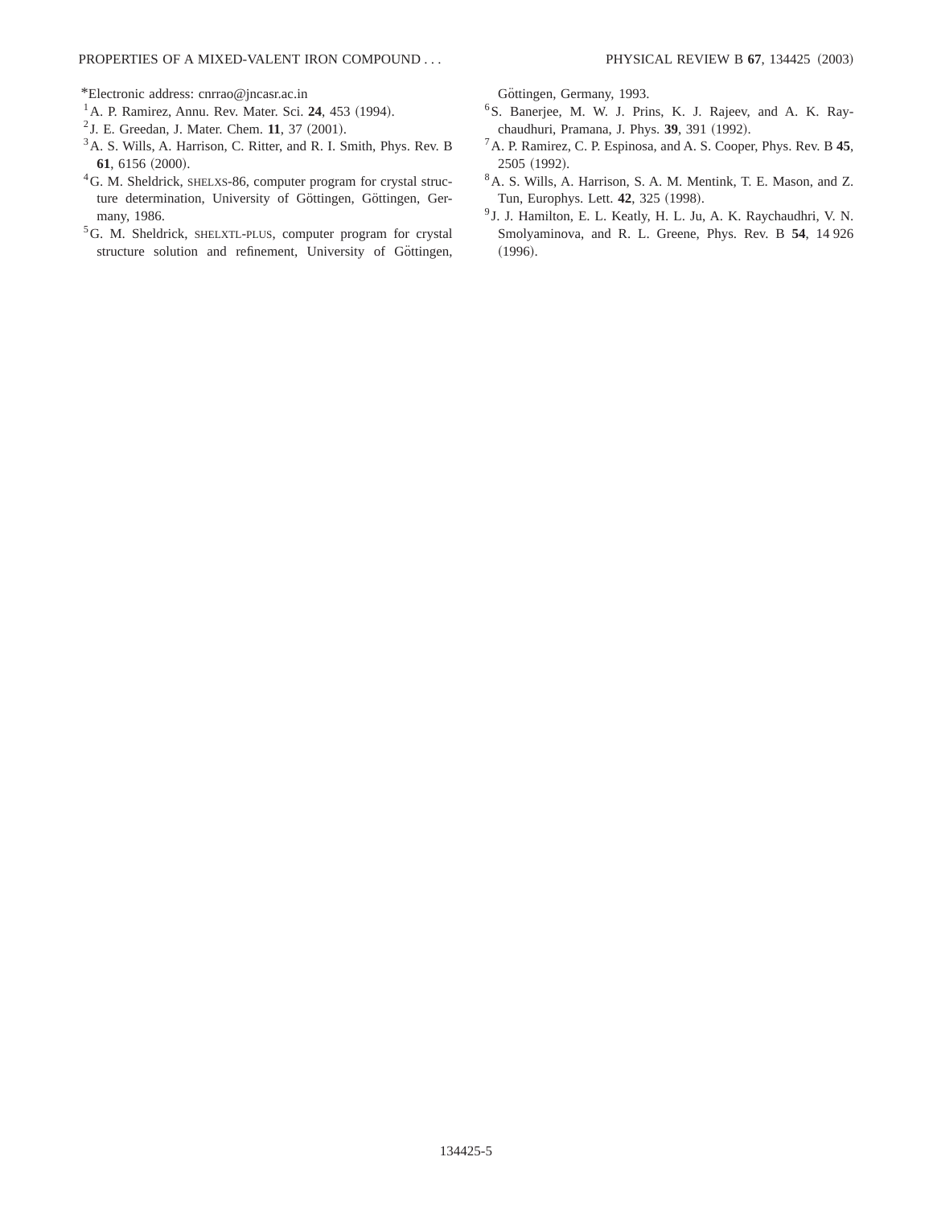*Electronic address: cnrrao@jncasr.ac.in

[1] A. P. Ramirez, Annu. Rev. Mater. Sci. **24**, 453 (1994).

[2] J. E. Greedan, J. Mater. Chem. **11**, 37 (2001).

[3] A. S. Wills, A. Harrison, C. Ritter, and R. I. Smith, Phys. Rev. B **61**, 6156 (2000).

[4] G. M. Sheldrick, SHELXS-86, computer program for crystal structure determination, University of Göttingen, Göttingen, Germany, 1986.

[5] G. M. Sheldrick, SHELXTL-PLUS, computer program for crystal structure solution and refinement, University of Göttingen, Göttingen, Germany, 1993.

[6] S. Banerjee, M. W. J. Prins, K. J. Rajeev, and A. K. Raychaudhuri, Pramana, J. Phys. **39**, 391 (1992).

[7] A. P. Ramirez, C. P. Espinosa, and A. S. Cooper, Phys. Rev. B **45**, 2505 (1992).

[8] A. S. Wills, A. Harrison, S. A. M. Mentink, T. E. Mason, and Z. Tun, Europhys. Lett. **42**, 325 (1998).

[9] J. J. Hamilton, E. L. Keatly, H. L. Ju, A. K. Raychaudhri, V. N. Smolyaminova, and R. L. Greene, Phys. Rev. B **54**, 14 926 (1996).